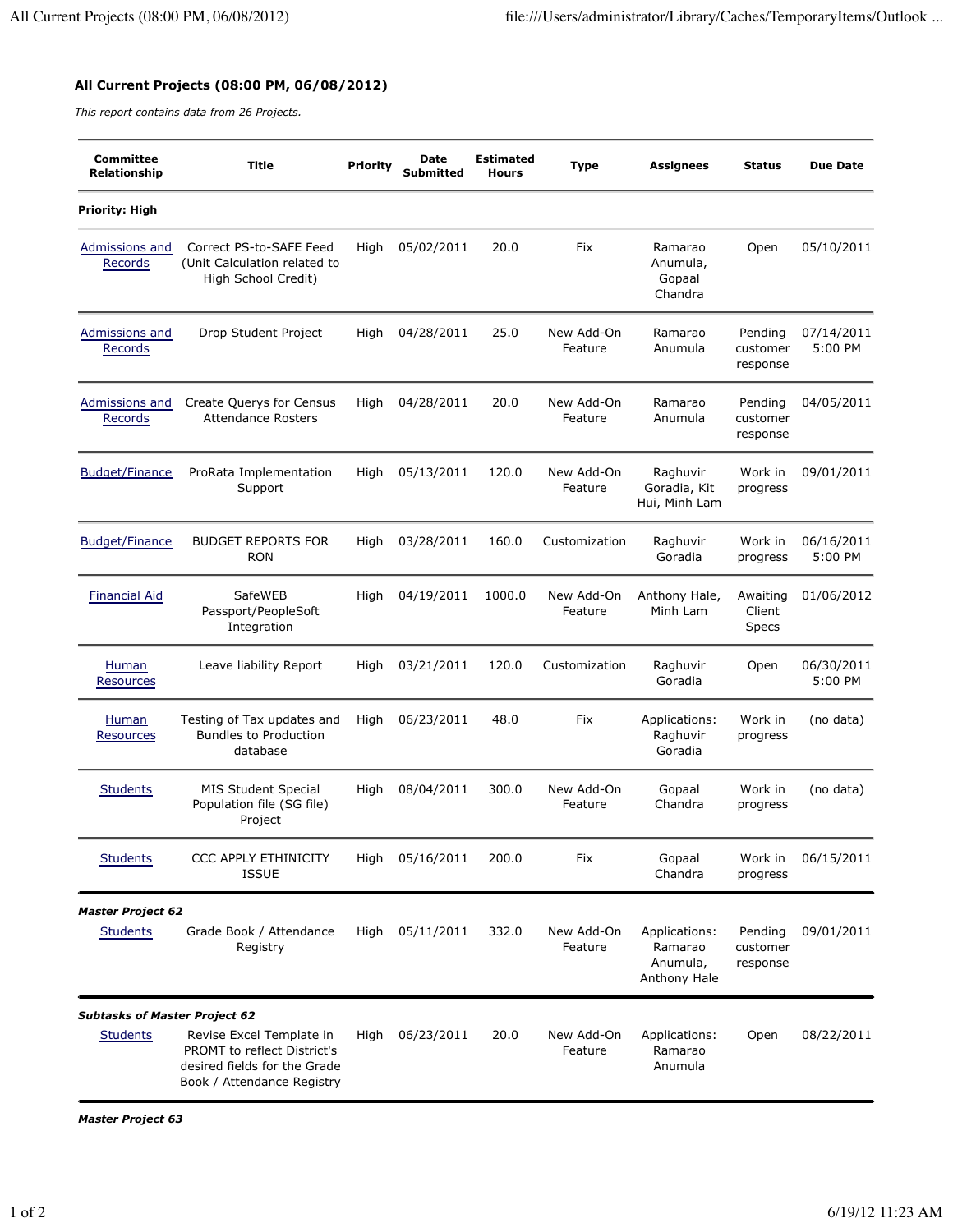## All Current Projects (08:00 PM, 06/08/2012)

*This report contains data from 26 Projects.*

| Committee Relationship | Title | Priority | Date Submitted | Estimated Hours | Type | Assignees | Status | Due Date |
|---|---|---|---|---|---|---|---|---|
| **Priority: High** | | | | | | | | |
| Admissions and Records | Correct PS-to-SAFE Feed (Unit Calculation related to High School Credit) | High | 05/02/2011 | 20.0 | Fix | Ramarao Anumula, Gopaal Chandra | Open | 05/10/2011 |
| Admissions and Records | Drop Student Project | High | 04/28/2011 | 25.0 | New Add-On Feature | Ramarao Anumula | Pending customer response | 07/14/2011 5:00 PM |
| Admissions and Records | Create Querys for Census Attendance Rosters | High | 04/28/2011 | 20.0 | New Add-On Feature | Ramarao Anumula | Pending customer response | 04/05/2011 |
| Budget/Finance | ProRata Implementation Support | High | 05/13/2011 | 120.0 | New Add-On Feature | Raghuvir Goradia, Kit Hui, Minh Lam | Work in progress | 09/01/2011 |
| Budget/Finance | BUDGET REPORTS FOR RON | High | 03/28/2011 | 160.0 | Customization | Raghuvir Goradia | Work in progress | 06/16/2011 5:00 PM |
| Financial Aid | SafeWEB Passport/PeopleSoft Integration | High | 04/19/2011 | 1000.0 | New Add-On Feature | Anthony Hale, Minh Lam | Awaiting Client Specs | 01/06/2012 |
| Human Resources | Leave liability Report | High | 03/21/2011 | 120.0 | Customization | Raghuvir Goradia | Open | 06/30/2011 5:00 PM |
| Human Resources | Testing of Tax updates and Bundles to Production database | High | 06/23/2011 | 48.0 | Fix | Applications: Raghuvir Goradia | Work in progress | (no data) |
| Students | MIS Student Special Population file (SG file) Project | High | 08/04/2011 | 300.0 | New Add-On Feature | Gopaal Chandra | Work in progress | (no data) |
| Students | CCC APPLY ETHINICITY ISSUE | High | 05/16/2011 | 200.0 | Fix | Gopaal Chandra | Work in progress | 06/15/2011 |
| ***Master Project 62*** | | | | | | | | |
| Students | Grade Book / Attendance Registry | High | 05/11/2011 | 332.0 | New Add-On Feature | Applications: Ramarao Anumula, Anthony Hale | Pending customer response | 09/01/2011 |
| ***Subtasks of Master Project 62*** | | | | | | | | |
| Students | Revise Excel Template in PROMT to reflect District's desired fields for the Grade Book / Attendance Registry | High | 06/23/2011 | 20.0 | New Add-On Feature | Applications: Ramarao Anumula | Open | 08/22/2011 |
| ***Master Project 63*** | | | | | | | | |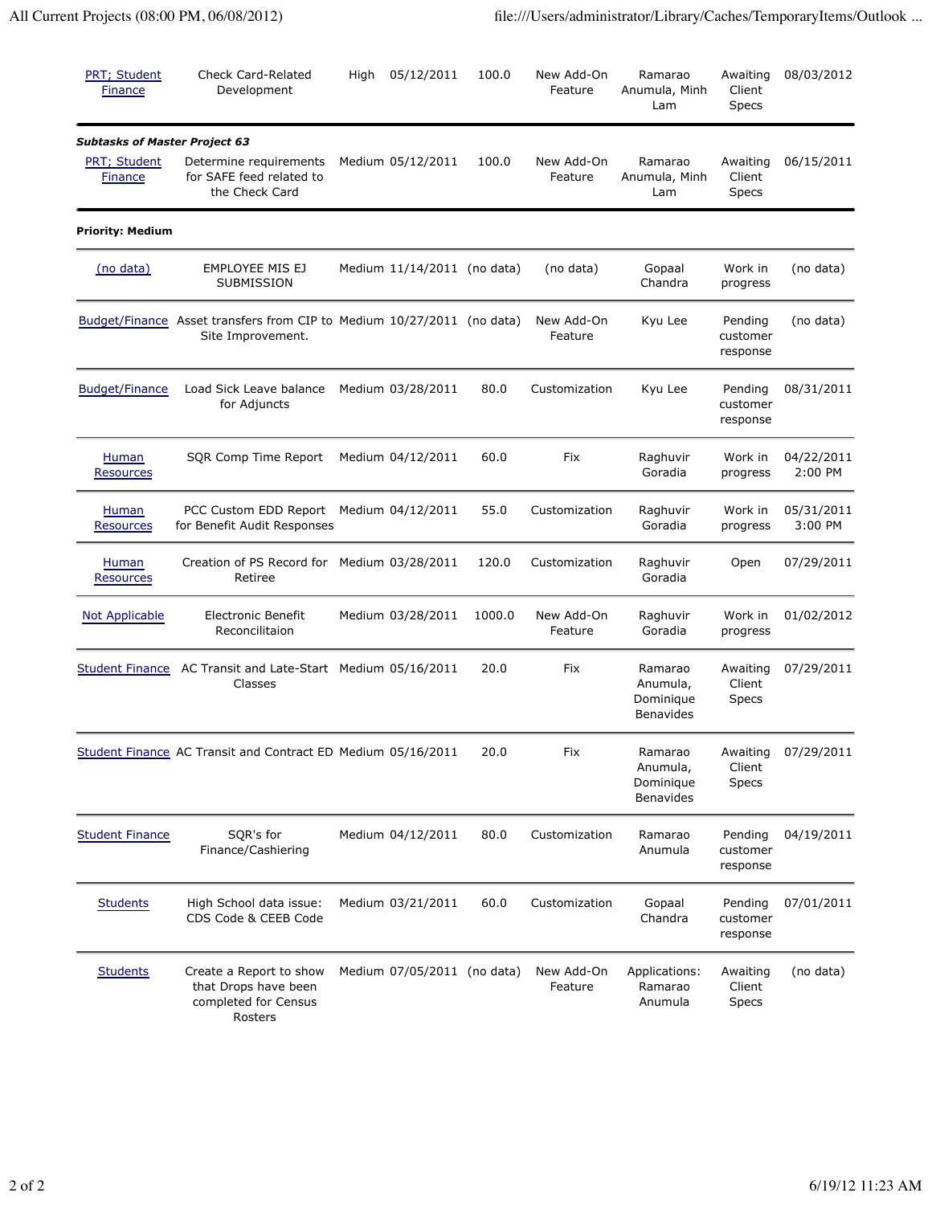| | | | | | | | | |
|---|---|---|---|---|---|---|---|---|
| PRT; Student Finance | Check Card-Related Development | High | 05/12/2011 | 100.0 | New Add-On Feature | Ramarao Anumula, Minh Lam | Awaiting Client Specs | 08/03/2012 |

***Subtasks of Master Project 63***

| | | | | | | | | |
|---|---|---|---|---|---|---|---|---|
| PRT; Student Finance | Determine requirements for SAFE feed related to the Check Card | Medium | 05/12/2011 | 100.0 | New Add-On Feature | Ramarao Anumula, Minh Lam | Awaiting Client Specs | 06/15/2011 |

**Priority: Medium**

| | | | | | | | | |
|---|---|---|---|---|---|---|---|---|
| (no data) | EMPLOYEE MIS EJ SUBMISSION | Medium | 11/14/2011 | (no data) | (no data) | Gopaal Chandra | Work in progress | (no data) |
| Budget/Finance | Asset transfers from CIP to Site Improvement. | Medium | 10/27/2011 | (no data) | New Add-On Feature | Kyu Lee | Pending customer response | (no data) |
| Budget/Finance | Load Sick Leave balance for Adjuncts | Medium | 03/28/2011 | 80.0 | Customization | Kyu Lee | Pending customer response | 08/31/2011 |
| Human Resources | SQR Comp Time Report | Medium | 04/12/2011 | 60.0 | Fix | Raghuvir Goradia | Work in progress | 04/22/2011 2:00 PM |
| Human Resources | PCC Custom EDD Report for Benefit Audit Responses | Medium | 04/12/2011 | 55.0 | Customization | Raghuvir Goradia | Work in progress | 05/31/2011 3:00 PM |
| Human Resources | Creation of PS Record for Retiree | Medium | 03/28/2011 | 120.0 | Customization | Raghuvir Goradia | Open | 07/29/2011 |
| Not Applicable | Electronic Benefit Reconcilitaion | Medium | 03/28/2011 | 1000.0 | New Add-On Feature | Raghuvir Goradia | Work in progress | 01/02/2012 |
| Student Finance | AC Transit and Late-Start Classes | Medium | 05/16/2011 | 20.0 | Fix | Ramarao Anumula, Dominique Benavides | Awaiting Client Specs | 07/29/2011 |
| Student Finance | AC Transit and Contract ED | Medium | 05/16/2011 | 20.0 | Fix | Ramarao Anumula, Dominique Benavides | Awaiting Client Specs | 07/29/2011 |
| Student Finance | SQR's for Finance/Cashiering | Medium | 04/12/2011 | 80.0 | Customization | Ramarao Anumula | Pending customer response | 04/19/2011 |
| Students | High School data issue: CDS Code & CEEB Code | Medium | 03/21/2011 | 60.0 | Customization | Gopaal Chandra | Pending customer response | 07/01/2011 |
| Students | Create a Report to show that Drops have been completed for Census Rosters | Medium | 07/05/2011 | (no data) | New Add-On Feature | Applications: Ramarao Anumula | Awaiting Client Specs | (no data) |